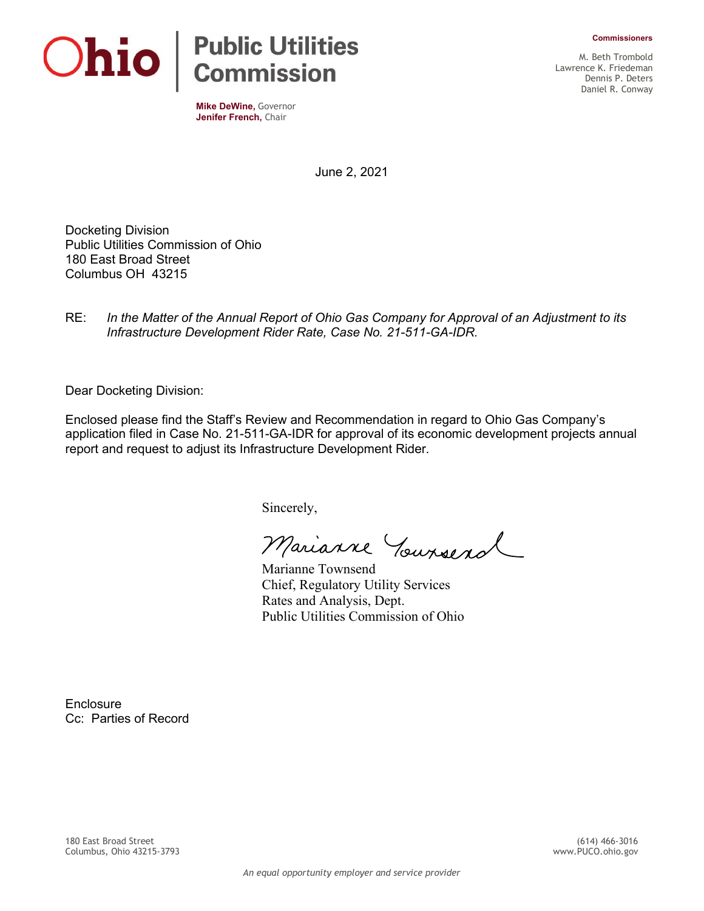**Ohio | Public Utilities Commission**

**Mike DeWine,** Governor
**Jenifer French,** Chair

**Commissioners**

M. Beth Trombold
Lawrence K. Friedeman
Dennis P. Deters
Daniel R. Conway

June 2, 2021

Docketing Division
Public Utilities Commission of Ohio
180 East Broad Street
Columbus OH 43215

RE: *In the Matter of the Annual Report of Ohio Gas Company for Approval of an Adjustment to its Infrastructure Development Rider Rate, Case No. 21-511-GA-IDR.*

Dear Docketing Division:

Enclosed please find the Staff's Review and Recommendation in regard to Ohio Gas Company's application filed in Case No. 21-511-GA-IDR for approval of its economic development projects annual report and request to adjust its Infrastructure Development Rider.

Sincerely,

*Marianne Townsend*

Marianne Townsend
Chief, Regulatory Utility Services
Rates and Analysis, Dept.
Public Utilities Commission of Ohio

Enclosure
Cc: Parties of Record

180 East Broad Street
Columbus, Ohio 43215-3793

(614) 466-3016
www.PUCO.ohio.gov

*An equal opportunity employer and service provider*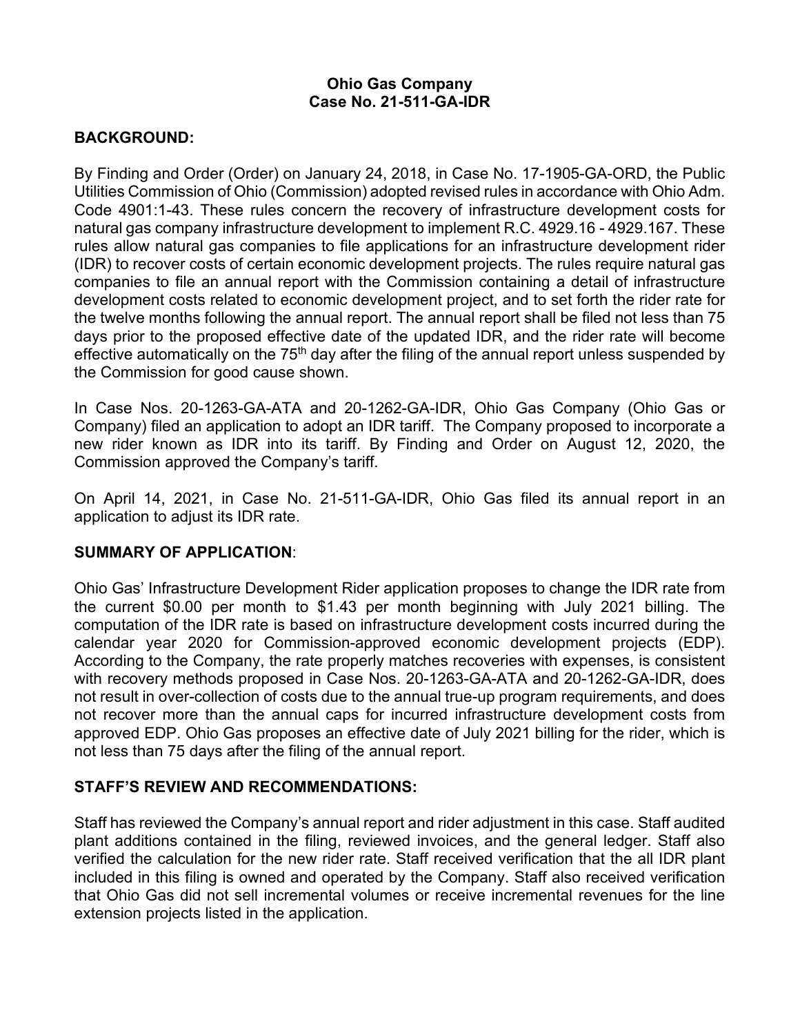**Ohio Gas Company**
**Case No. 21-511-GA-IDR**

## BACKGROUND:

By Finding and Order (Order) on January 24, 2018, in Case No. 17-1905-GA-ORD, the Public Utilities Commission of Ohio (Commission) adopted revised rules in accordance with Ohio Adm. Code 4901:1-43. These rules concern the recovery of infrastructure development costs for natural gas company infrastructure development to implement R.C. 4929.16 - 4929.167. These rules allow natural gas companies to file applications for an infrastructure development rider (IDR) to recover costs of certain economic development projects. The rules require natural gas companies to file an annual report with the Commission containing a detail of infrastructure development costs related to economic development project, and to set forth the rider rate for the twelve months following the annual report. The annual report shall be filed not less than 75 days prior to the proposed effective date of the updated IDR, and the rider rate will become effective automatically on the 75th day after the filing of the annual report unless suspended by the Commission for good cause shown.

In Case Nos. 20-1263-GA-ATA and 20-1262-GA-IDR, Ohio Gas Company (Ohio Gas or Company) filed an application to adopt an IDR tariff. The Company proposed to incorporate a new rider known as IDR into its tariff. By Finding and Order on August 12, 2020, the Commission approved the Company's tariff.

On April 14, 2021, in Case No. 21-511-GA-IDR, Ohio Gas filed its annual report in an application to adjust its IDR rate.

## SUMMARY OF APPLICATION:

Ohio Gas' Infrastructure Development Rider application proposes to change the IDR rate from the current $0.00 per month to $1.43 per month beginning with July 2021 billing. The computation of the IDR rate is based on infrastructure development costs incurred during the calendar year 2020 for Commission-approved economic development projects (EDP). According to the Company, the rate properly matches recoveries with expenses, is consistent with recovery methods proposed in Case Nos. 20-1263-GA-ATA and 20-1262-GA-IDR, does not result in over-collection of costs due to the annual true-up program requirements, and does not recover more than the annual caps for incurred infrastructure development costs from approved EDP. Ohio Gas proposes an effective date of July 2021 billing for the rider, which is not less than 75 days after the filing of the annual report.

## STAFF'S REVIEW AND RECOMMENDATIONS:

Staff has reviewed the Company's annual report and rider adjustment in this case. Staff audited plant additions contained in the filing, reviewed invoices, and the general ledger. Staff also verified the calculation for the new rider rate. Staff received verification that the all IDR plant included in this filing is owned and operated by the Company. Staff also received verification that Ohio Gas did not sell incremental volumes or receive incremental revenues for the line extension projects listed in the application.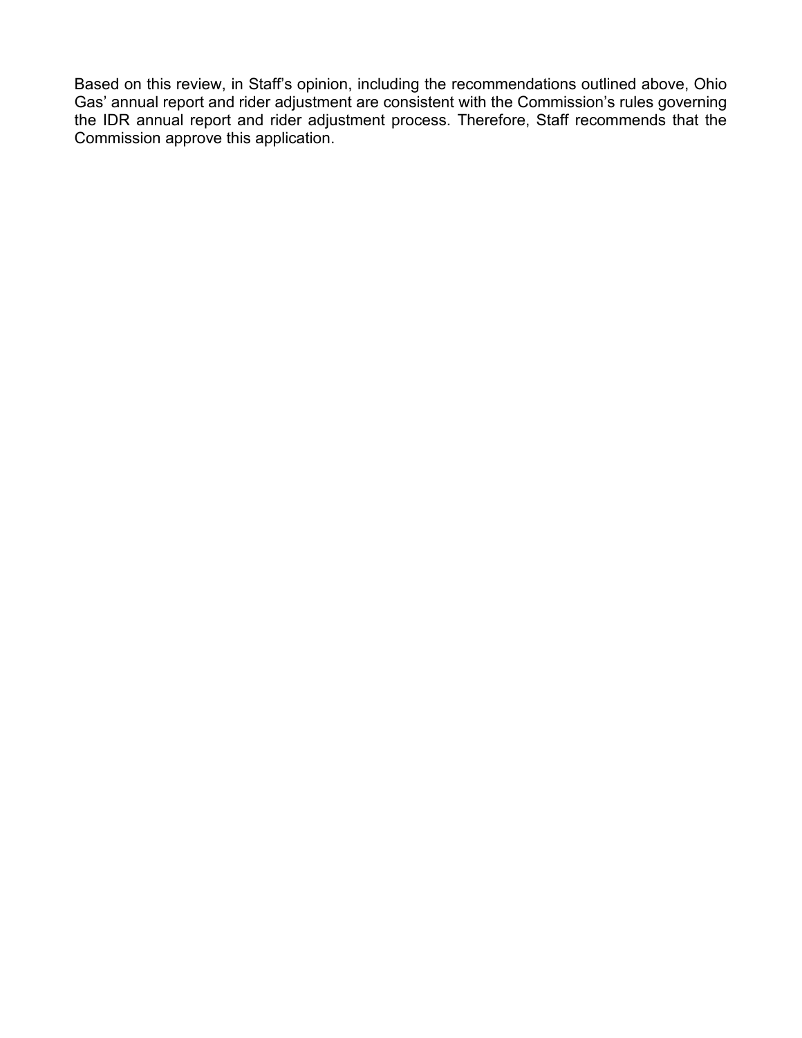Based on this review, in Staff's opinion, including the recommendations outlined above, Ohio Gas' annual report and rider adjustment are consistent with the Commission's rules governing the IDR annual report and rider adjustment process. Therefore, Staff recommends that the Commission approve this application.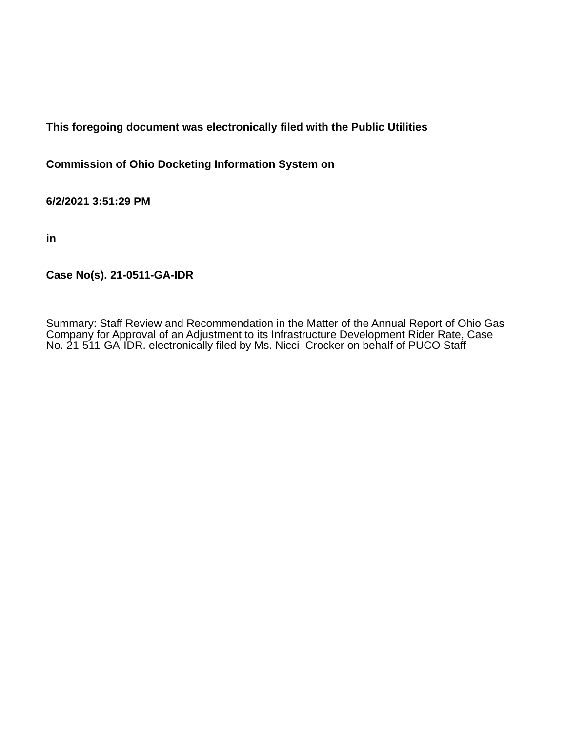**This foregoing document was electronically filed with the Public Utilities**

**Commission of Ohio Docketing Information System on**

**6/2/2021 3:51:29 PM**

**in**

**Case No(s). 21-0511-GA-IDR**

Summary: Staff Review and Recommendation in the Matter of the Annual Report of Ohio Gas Company for Approval of an Adjustment to its Infrastructure Development Rider Rate, Case No. 21-511-GA-IDR. electronically filed by Ms. Nicci Crocker on behalf of PUCO Staff